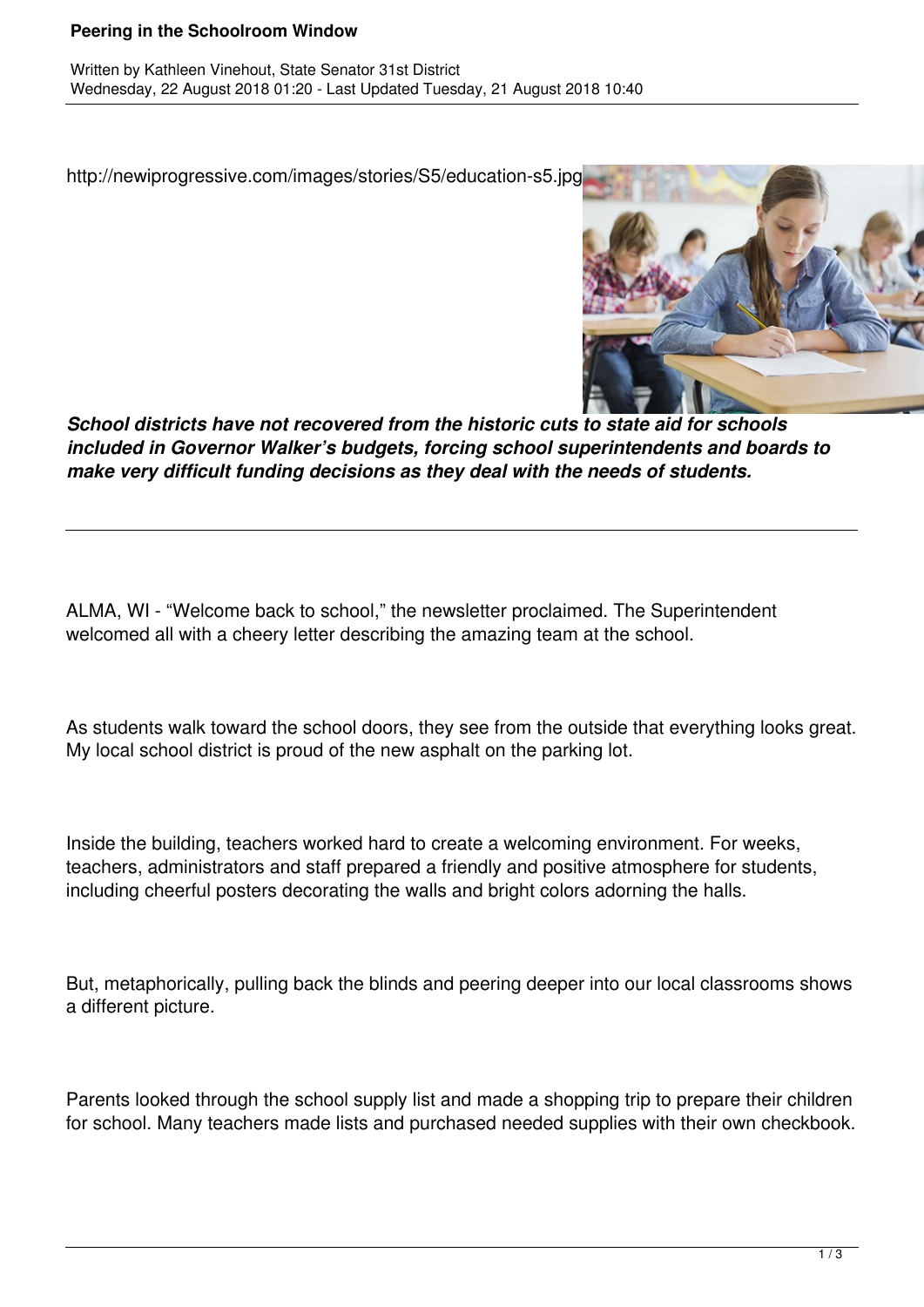# Peering in the Schoolroom Window

Written by Kathleen Vinehout, State Senator 31st District
Wednesday, 22 August 2018 01:20 - Last Updated Tuesday, 21 August 2018 10:40

http://newiprogressive.com/images/stories/S5/education-s5.jpg

***School districts have not recovered from the historic cuts to state aid for schools included in Governor Walker's budgets, forcing school superintendents and boards to make very difficult funding decisions as they deal with the needs of students.***

---

ALMA, WI - "Welcome back to school," the newsletter proclaimed. The Superintendent welcomed all with a cheery letter describing the amazing team at the school.

As students walk toward the school doors, they see from the outside that everything looks great. My local school district is proud of the new asphalt on the parking lot.

Inside the building, teachers worked hard to create a welcoming environment. For weeks, teachers, administrators and staff prepared a friendly and positive atmosphere for students, including cheerful posters decorating the walls and bright colors adorning the halls.

But, metaphorically, pulling back the blinds and peering deeper into our local classrooms shows a different picture.

Parents looked through the school supply list and made a shopping trip to prepare their children for school. Many teachers made lists and purchased needed supplies with their own checkbook.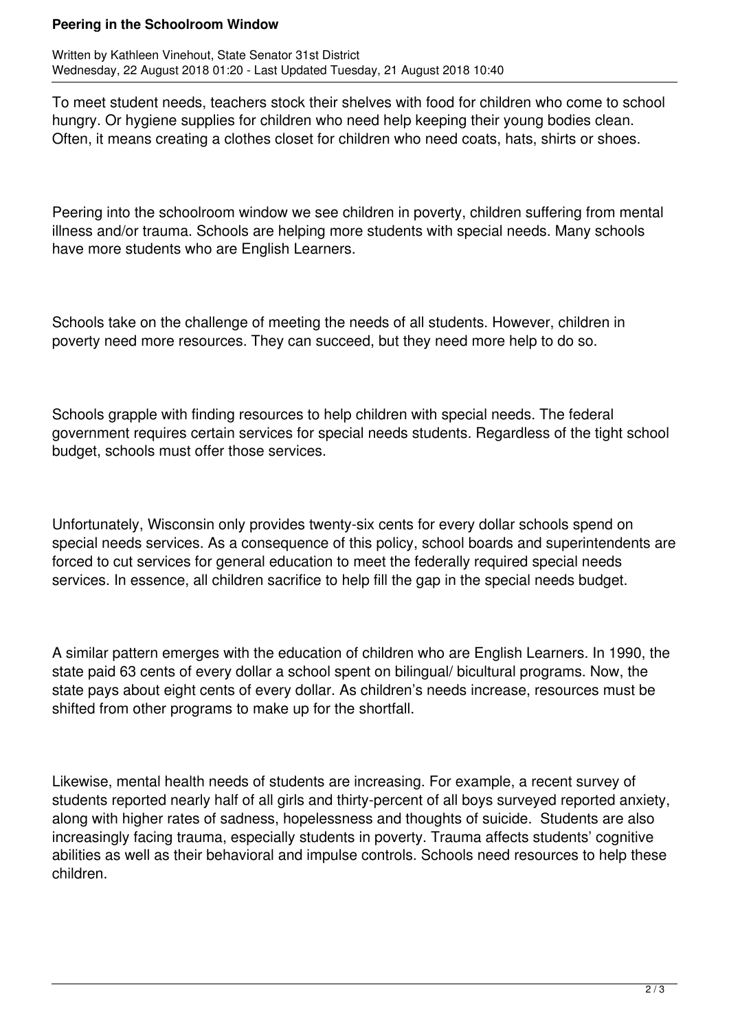To meet student needs, teachers stock their shelves with food for children who come to school hungry. Or hygiene supplies for children who need help keeping their young bodies clean. Often, it means creating a clothes closet for children who need coats, hats, shirts or shoes.

Peering into the schoolroom window we see children in poverty, children suffering from mental illness and/or trauma. Schools are helping more students with special needs. Many schools have more students who are English Learners.

Schools take on the challenge of meeting the needs of all students. However, children in poverty need more resources. They can succeed, but they need more help to do so.

Schools grapple with finding resources to help children with special needs. The federal government requires certain services for special needs students. Regardless of the tight school budget, schools must offer those services.

Unfortunately, Wisconsin only provides twenty-six cents for every dollar schools spend on special needs services. As a consequence of this policy, school boards and superintendents are forced to cut services for general education to meet the federally required special needs services. In essence, all children sacrifice to help fill the gap in the special needs budget.

A similar pattern emerges with the education of children who are English Learners. In 1990, the state paid 63 cents of every dollar a school spent on bilingual/ bicultural programs. Now, the state pays about eight cents of every dollar. As children's needs increase, resources must be shifted from other programs to make up for the shortfall.

Likewise, mental health needs of students are increasing. For example, a recent survey of students reported nearly half of all girls and thirty-percent of all boys surveyed reported anxiety, along with higher rates of sadness, hopelessness and thoughts of suicide. Students are also increasingly facing trauma, especially students in poverty. Trauma affects students' cognitive abilities as well as their behavioral and impulse controls. Schools need resources to help these children.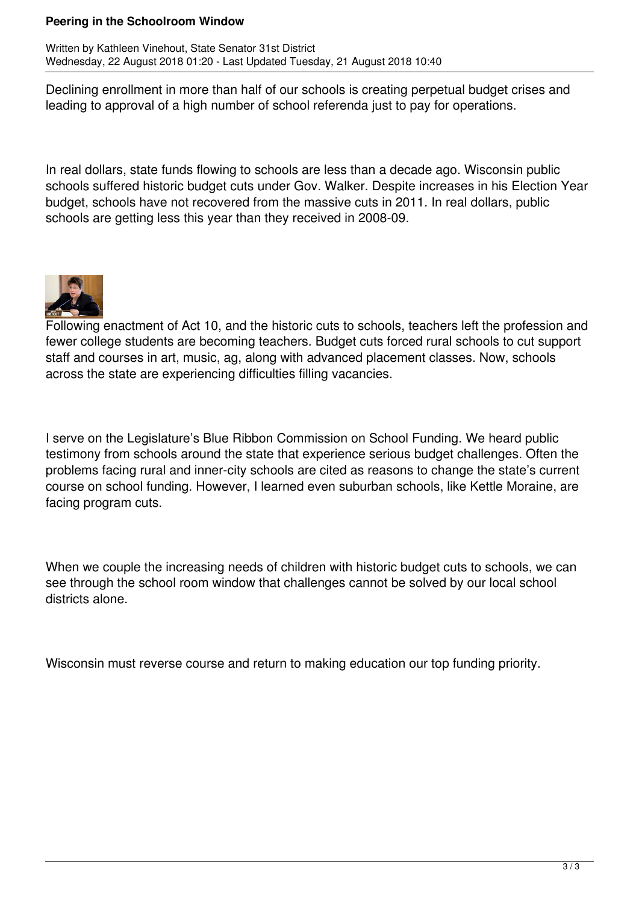Declining enrollment in more than half of our schools is creating perpetual budget crises and leading to approval of a high number of school referenda just to pay for operations.

In real dollars, state funds flowing to schools are less than a decade ago. Wisconsin public schools suffered historic budget cuts under Gov. Walker. Despite increases in his Election Year budget, schools have not recovered from the massive cuts in 2011. In real dollars, public schools are getting less this year than they received in 2008-09.

Following enactment of Act 10, and the historic cuts to schools, teachers left the profession and fewer college students are becoming teachers. Budget cuts forced rural schools to cut support staff and courses in art, music, ag, along with advanced placement classes. Now, schools across the state are experiencing difficulties filling vacancies.

I serve on the Legislature's Blue Ribbon Commission on School Funding. We heard public testimony from schools around the state that experience serious budget challenges. Often the problems facing rural and inner-city schools are cited as reasons to change the state's current course on school funding. However, I learned even suburban schools, like Kettle Moraine, are facing program cuts.

When we couple the increasing needs of children with historic budget cuts to schools, we can see through the school room window that challenges cannot be solved by our local school districts alone.

Wisconsin must reverse course and return to making education our top funding priority.